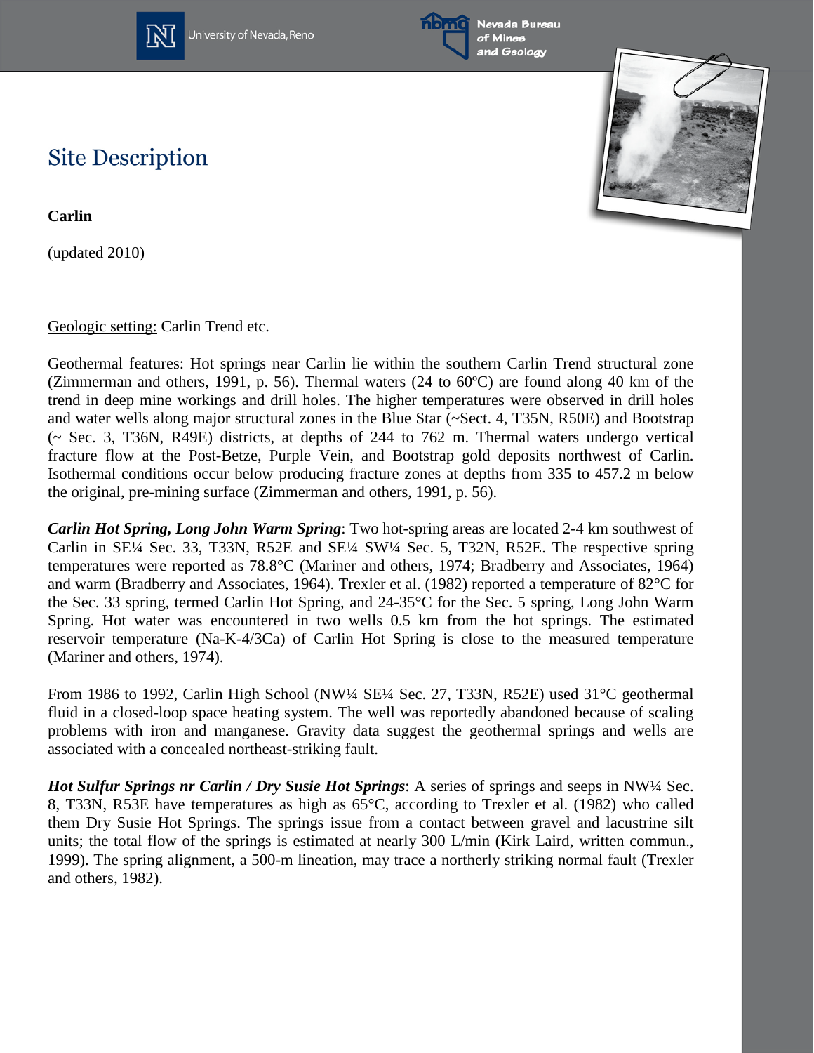## Site Description

**Carlin**

(updated 2010)

Geologic setting: Carlin Trend etc.

Geothermal features: Hot springs near Carlin lie within the southern Carlin Trend structural zone (Zimmerman and others, 1991, p. 56). Thermal waters (24 to 60ºC) are found along 40 km of the trend in deep mine workings and drill holes. The higher temperatures were observed in drill holes and water wells along major structural zones in the Blue Star (~Sect. 4, T35N, R50E) and Bootstrap (~ Sec. 3, T36N, R49E) districts, at depths of 244 to 762 m. Thermal waters undergo vertical fracture flow at the Post-Betze, Purple Vein, and Bootstrap gold deposits northwest of Carlin. Isothermal conditions occur below producing fracture zones at depths from 335 to 457.2 m below the original, pre-mining surface (Zimmerman and others, 1991, p. 56).

***Carlin Hot Spring, Long John Warm Spring***: Two hot-spring areas are located 2-4 km southwest of Carlin in SE¼ Sec. 33, T33N, R52E and SE¼ SW¼ Sec. 5, T32N, R52E. The respective spring temperatures were reported as 78.8°C (Mariner and others, 1974; Bradberry and Associates, 1964) and warm (Bradberry and Associates, 1964). Trexler et al. (1982) reported a temperature of 82°C for the Sec. 33 spring, termed Carlin Hot Spring, and 24-35°C for the Sec. 5 spring, Long John Warm Spring. Hot water was encountered in two wells 0.5 km from the hot springs. The estimated reservoir temperature (Na-K-4/3Ca) of Carlin Hot Spring is close to the measured temperature (Mariner and others, 1974).

From 1986 to 1992, Carlin High School (NW¼ SE¼ Sec. 27, T33N, R52E) used 31°C geothermal fluid in a closed-loop space heating system. The well was reportedly abandoned because of scaling problems with iron and manganese. Gravity data suggest the geothermal springs and wells are associated with a concealed northeast-striking fault.

***Hot Sulfur Springs nr Carlin / Dry Susie Hot Springs***: A series of springs and seeps in NW¼ Sec. 8, T33N, R53E have temperatures as high as 65°C, according to Trexler et al. (1982) who called them Dry Susie Hot Springs. The springs issue from a contact between gravel and lacustrine silt units; the total flow of the springs is estimated at nearly 300 L/min (Kirk Laird, written commun., 1999). The spring alignment, a 500-m lineation, may trace a northerly striking normal fault (Trexler and others, 1982).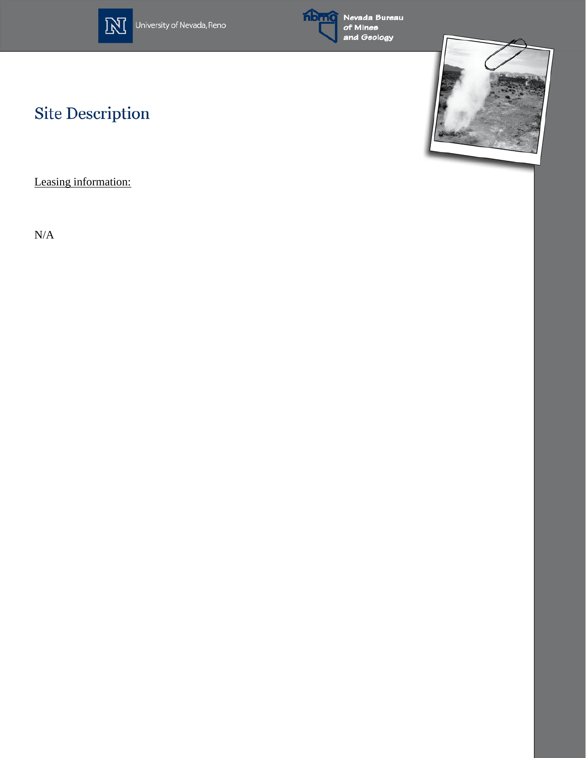# Site Description

Leasing information:

N/A